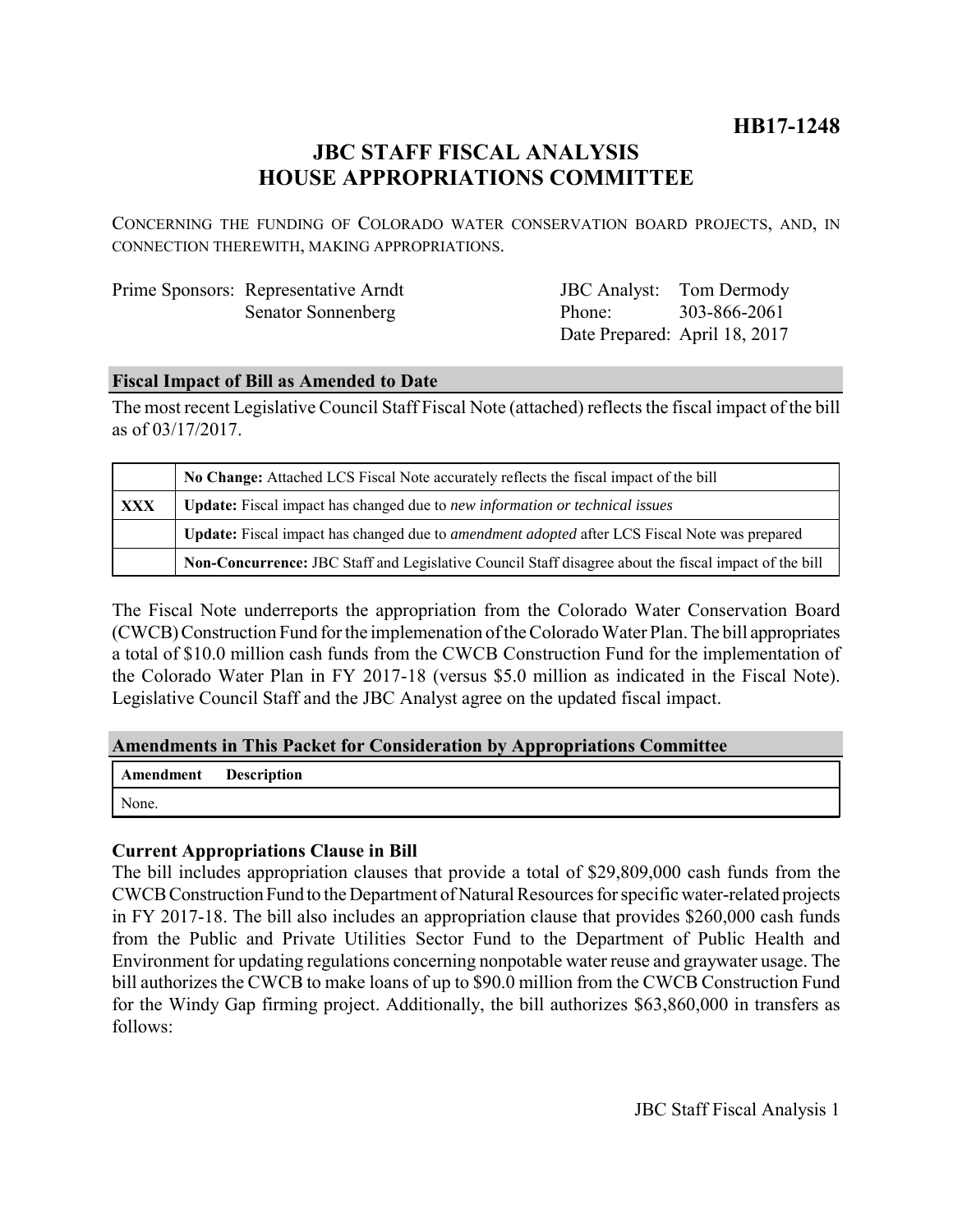**HB17-1248**

# JBC STAFF FISCAL ANALYSIS
# HOUSE APPROPRIATIONS COMMITTEE

CONCERNING THE FUNDING OF COLORADO WATER CONSERVATION BOARD PROJECTS, AND, IN CONNECTION THEREWITH, MAKING APPROPRIATIONS.

| | | | |
|---|---|---|---|
| Prime Sponsors: | Representative Arndt | JBC Analyst: | Tom Dermody |
| | Senator Sonnenberg | Phone: | 303-866-2061 |
| | | Date Prepared: | April 18, 2017 |

## Fiscal Impact of Bill as Amended to Date

The most recent Legislative Council Staff Fiscal Note (attached) reflects the fiscal impact of the bill as of 03/17/2017.

| | |
|---|---|
| | **No Change:** Attached LCS Fiscal Note accurately reflects the fiscal impact of the bill |
| **XXX** | **Update:** Fiscal impact has changed due to *new information or technical issues* |
| | **Update:** Fiscal impact has changed due to *amendment adopted* after LCS Fiscal Note was prepared |
| | **Non-Concurrence:** JBC Staff and Legislative Council Staff disagree about the fiscal impact of the bill |

The Fiscal Note underreports the appropriation from the Colorado Water Conservation Board (CWCB) Construction Fund for the implemenation of the Colorado Water Plan. The bill appropriates a total of $10.0 million cash funds from the CWCB Construction Fund for the implementation of the Colorado Water Plan in FY 2017-18 (versus $5.0 million as indicated in the Fiscal Note). Legislative Council Staff and the JBC Analyst agree on the updated fiscal impact.

## Amendments in This Packet for Consideration by Appropriations Committee

| Amendment | Description |
|---|---|
| None. | |

### Current Appropriations Clause in Bill

The bill includes appropriation clauses that provide a total of $29,809,000 cash funds from the CWCB Construction Fund to the Department of Natural Resources for specific water-related projects in FY 2017-18. The bill also includes an appropriation clause that provides $260,000 cash funds from the Public and Private Utilities Sector Fund to the Department of Public Health and Environment for updating regulations concerning nonpotable water reuse and graywater usage. The bill authorizes the CWCB to make loans of up to $90.0 million from the CWCB Construction Fund for the Windy Gap firming project. Additionally, the bill authorizes $63,860,000 in transfers as follows: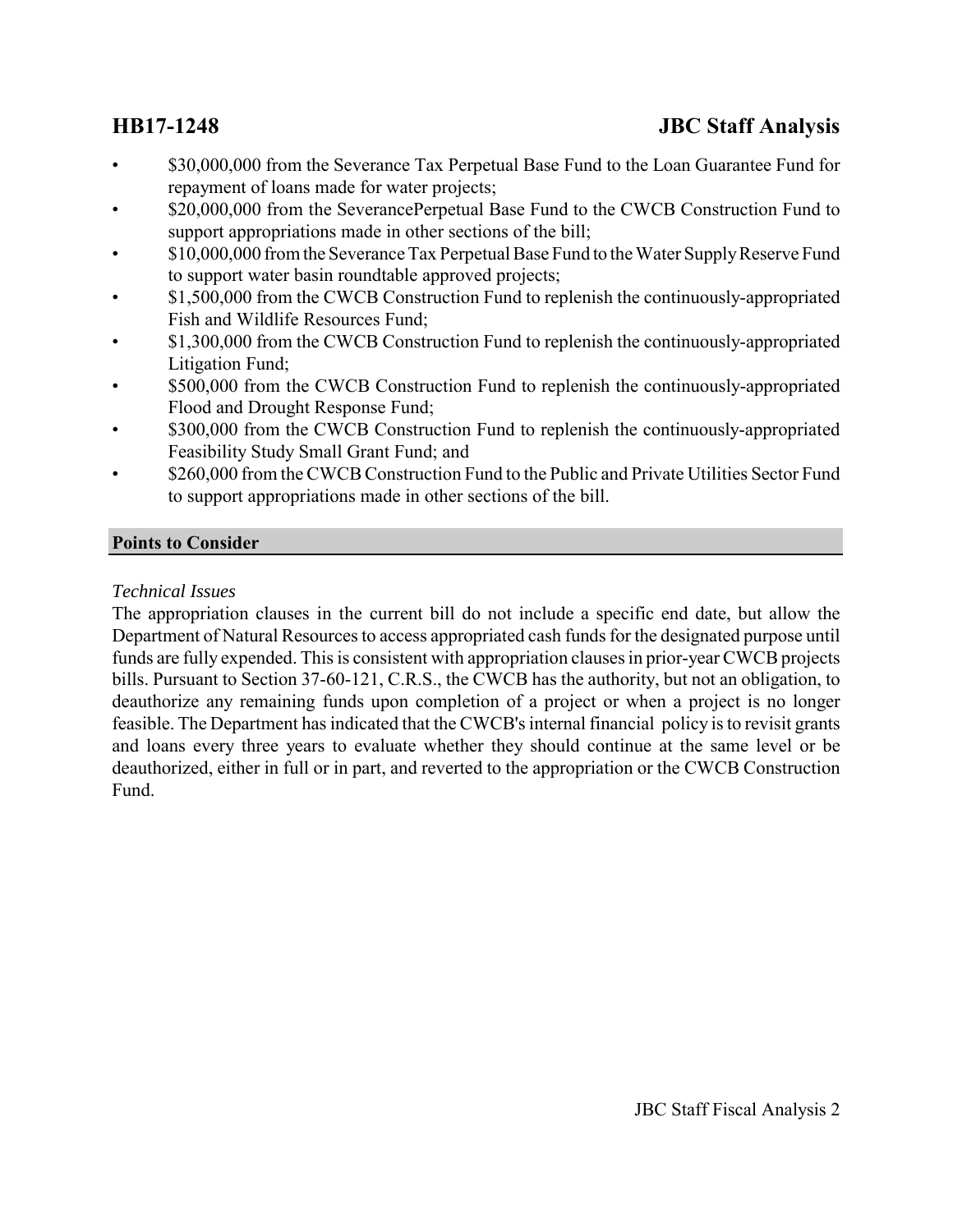- $30,000,000 from the Severance Tax Perpetual Base Fund to the Loan Guarantee Fund for repayment of loans made for water projects;
- $20,000,000 from the SeverancePerpetual Base Fund to the CWCB Construction Fund to support appropriations made in other sections of the bill;
- $10,000,000 from the Severance Tax Perpetual Base Fund to the Water Supply Reserve Fund to support water basin roundtable approved projects;
- $1,500,000 from the CWCB Construction Fund to replenish the continuously-appropriated Fish and Wildlife Resources Fund;
- $1,300,000 from the CWCB Construction Fund to replenish the continuously-appropriated Litigation Fund;
- $500,000 from the CWCB Construction Fund to replenish the continuously-appropriated Flood and Drought Response Fund;
- $300,000 from the CWCB Construction Fund to replenish the continuously-appropriated Feasibility Study Small Grant Fund; and
- $260,000 from the CWCB Construction Fund to the Public and Private Utilities Sector Fund to support appropriations made in other sections of the bill.

## Points to Consider

*Technical Issues*

The appropriation clauses in the current bill do not include a specific end date, but allow the Department of Natural Resources to access appropriated cash funds for the designated purpose until funds are fully expended. This is consistent with appropriation clauses in prior-year CWCB projects bills. Pursuant to Section 37-60-121, C.R.S., the CWCB has the authority, but not an obligation, to deauthorize any remaining funds upon completion of a project or when a project is no longer feasible. The Department has indicated that the CWCB's internal financial policy is to revisit grants and loans every three years to evaluate whether they should continue at the same level or be deauthorized, either in full or in part, and reverted to the appropriation or the CWCB Construction Fund.